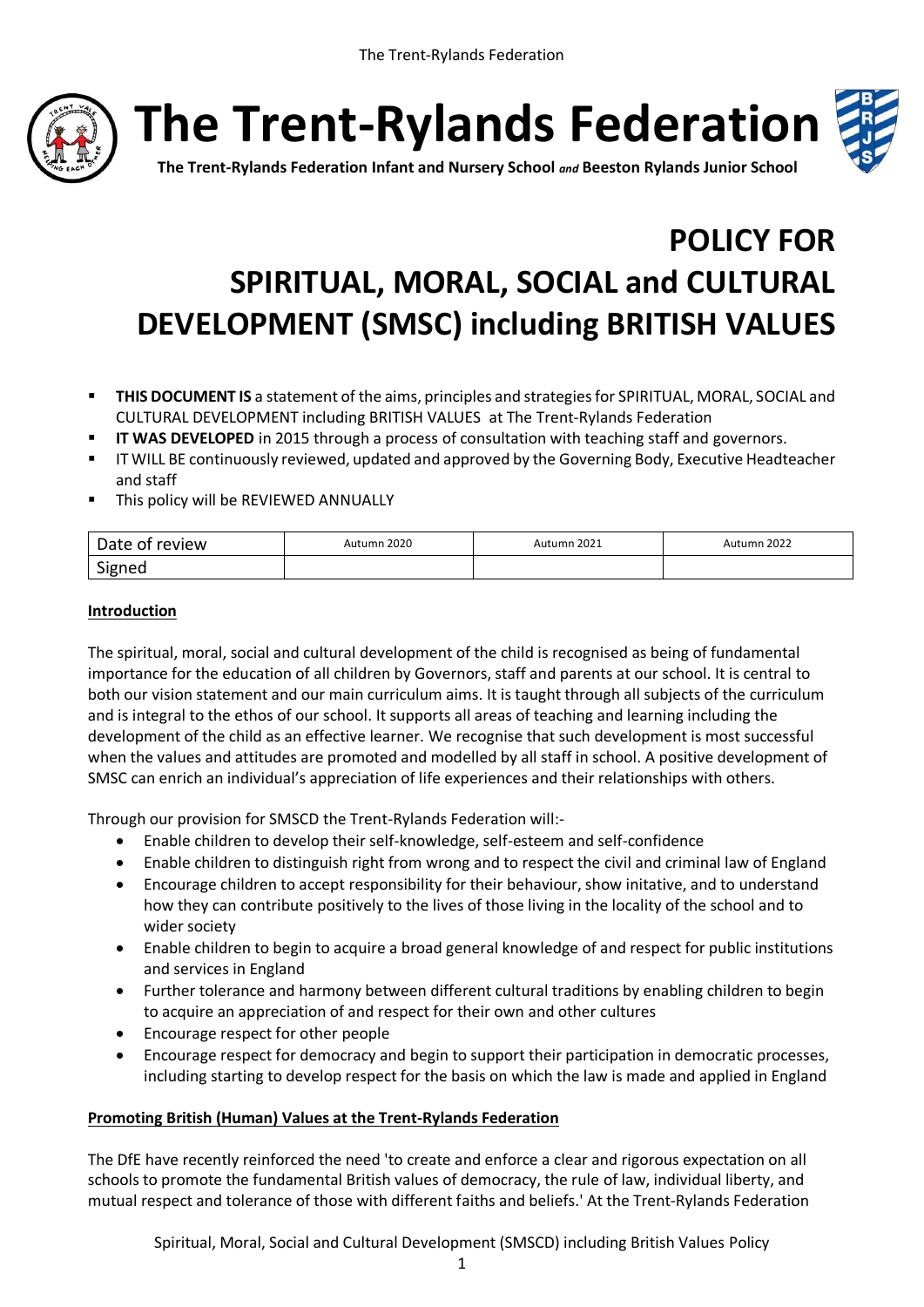# The Trent-Rylands Federation

**The Trent-Rylands Federation Infant and Nursery School** *and* **Beeston Rylands Junior School**

# POLICY FOR SPIRITUAL, MORAL, SOCIAL and CULTURAL DEVELOPMENT (SMSC) including BRITISH VALUES

- **THIS DOCUMENT IS** a statement of the aims, principles and strategies for SPIRITUAL, MORAL, SOCIAL and CULTURAL DEVELOPMENT including BRITISH VALUES at The Trent-Rylands Federation
- **IT WAS DEVELOPED** in 2015 through a process of consultation with teaching staff and governors.
- IT WILL BE continuously reviewed, updated and approved by the Governing Body, Executive Headteacher and staff
- This policy will be REVIEWED ANNUALLY

| Date of review | Autumn 2020 | Autumn 2021 | Autumn 2022 |
| --- | --- | --- | --- |
| Signed | | | |

## Introduction

The spiritual, moral, social and cultural development of the child is recognised as being of fundamental importance for the education of all children by Governors, staff and parents at our school. It is central to both our vision statement and our main curriculum aims. It is taught through all subjects of the curriculum and is integral to the ethos of our school. It supports all areas of teaching and learning including the development of the child as an effective learner. We recognise that such development is most successful when the values and attitudes are promoted and modelled by all staff in school. A positive development of SMSC can enrich an individual's appreciation of life experiences and their relationships with others.

Through our provision for SMSCD the Trent-Rylands Federation will:-

- Enable children to develop their self-knowledge, self-esteem and self-confidence
- Enable children to distinguish right from wrong and to respect the civil and criminal law of England
- Encourage children to accept responsibility for their behaviour, show initative, and to understand how they can contribute positively to the lives of those living in the locality of the school and to wider society
- Enable children to begin to acquire a broad general knowledge of and respect for public institutions and services in England
- Further tolerance and harmony between different cultural traditions by enabling children to begin to acquire an appreciation of and respect for their own and other cultures
- Encourage respect for other people
- Encourage respect for democracy and begin to support their participation in democratic processes, including starting to develop respect for the basis on which the law is made and applied in England

## Promoting British (Human) Values at the Trent-Rylands Federation

The DfE have recently reinforced the need 'to create and enforce a clear and rigorous expectation on all schools to promote the fundamental British values of democracy, the rule of law, individual liberty, and mutual respect and tolerance of those with different faiths and beliefs.' At the Trent-Rylands Federation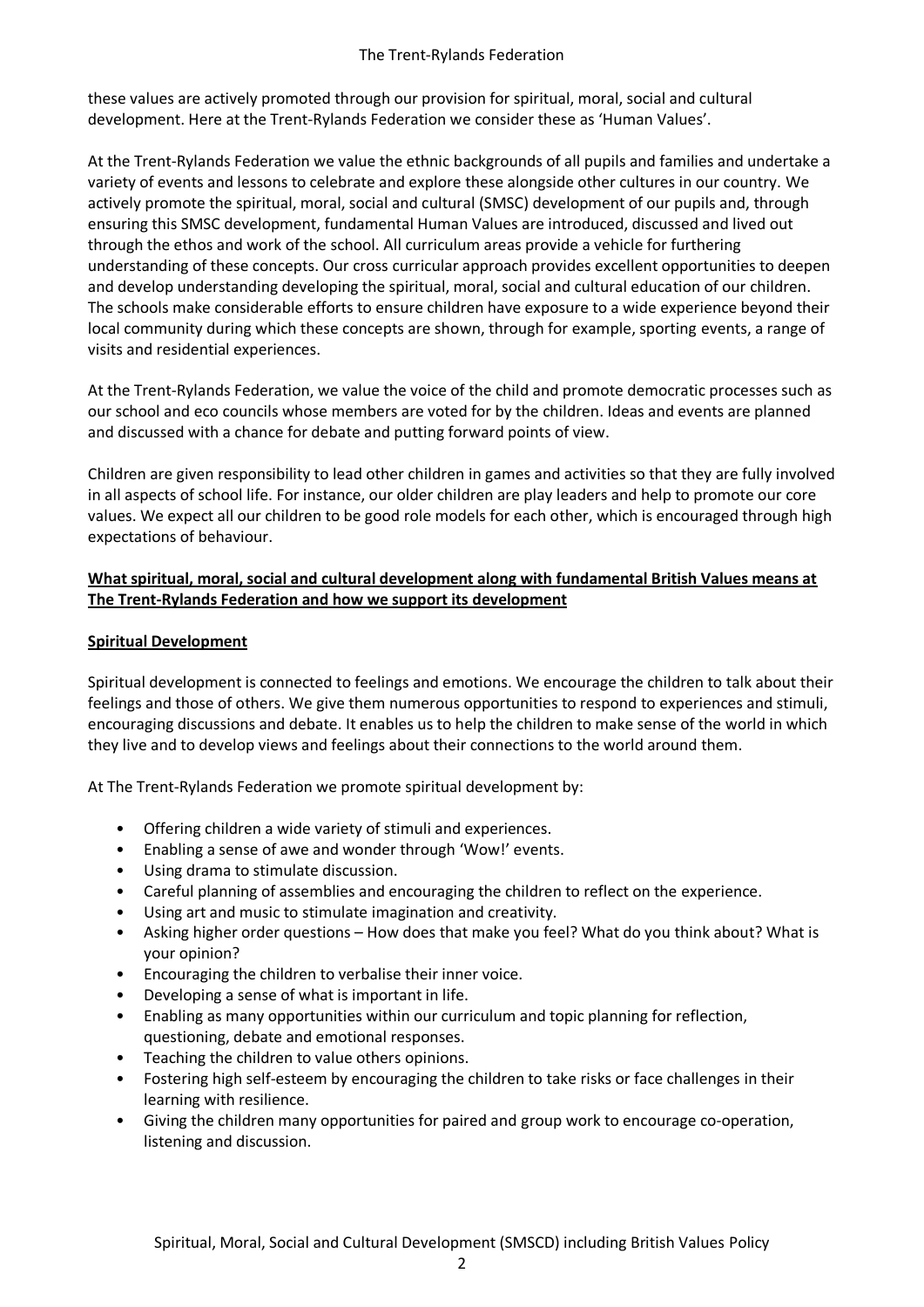these values are actively promoted through our provision for spiritual, moral, social and cultural development. Here at the Trent-Rylands Federation we consider these as 'Human Values'.

At the Trent-Rylands Federation we value the ethnic backgrounds of all pupils and families and undertake a variety of events and lessons to celebrate and explore these alongside other cultures in our country. We actively promote the spiritual, moral, social and cultural (SMSC) development of our pupils and, through ensuring this SMSC development, fundamental Human Values are introduced, discussed and lived out through the ethos and work of the school. All curriculum areas provide a vehicle for furthering understanding of these concepts. Our cross curricular approach provides excellent opportunities to deepen and develop understanding developing the spiritual, moral, social and cultural education of our children. The schools make considerable efforts to ensure children have exposure to a wide experience beyond their local community during which these concepts are shown, through for example, sporting events, a range of visits and residential experiences.

At the Trent-Rylands Federation, we value the voice of the child and promote democratic processes such as our school and eco councils whose members are voted for by the children. Ideas and events are planned and discussed with a chance for debate and putting forward points of view.

Children are given responsibility to lead other children in games and activities so that they are fully involved in all aspects of school life. For instance, our older children are play leaders and help to promote our core values. We expect all our children to be good role models for each other, which is encouraged through high expectations of behaviour.

**What spiritual, moral, social and cultural development along with fundamental British Values means at The Trent-Rylands Federation and how we support its development**

**Spiritual Development**

Spiritual development is connected to feelings and emotions. We encourage the children to talk about their feelings and those of others. We give them numerous opportunities to respond to experiences and stimuli, encouraging discussions and debate. It enables us to help the children to make sense of the world in which they live and to develop views and feelings about their connections to the world around them.

At The Trent-Rylands Federation we promote spiritual development by:

- Offering children a wide variety of stimuli and experiences.
- Enabling a sense of awe and wonder through 'Wow!' events.
- Using drama to stimulate discussion.
- Careful planning of assemblies and encouraging the children to reflect on the experience.
- Using art and music to stimulate imagination and creativity.
- Asking higher order questions – How does that make you feel? What do you think about? What is your opinion?
- Encouraging the children to verbalise their inner voice.
- Developing a sense of what is important in life.
- Enabling as many opportunities within our curriculum and topic planning for reflection, questioning, debate and emotional responses.
- Teaching the children to value others opinions.
- Fostering high self-esteem by encouraging the children to take risks or face challenges in their learning with resilience.
- Giving the children many opportunities for paired and group work to encourage co-operation, listening and discussion.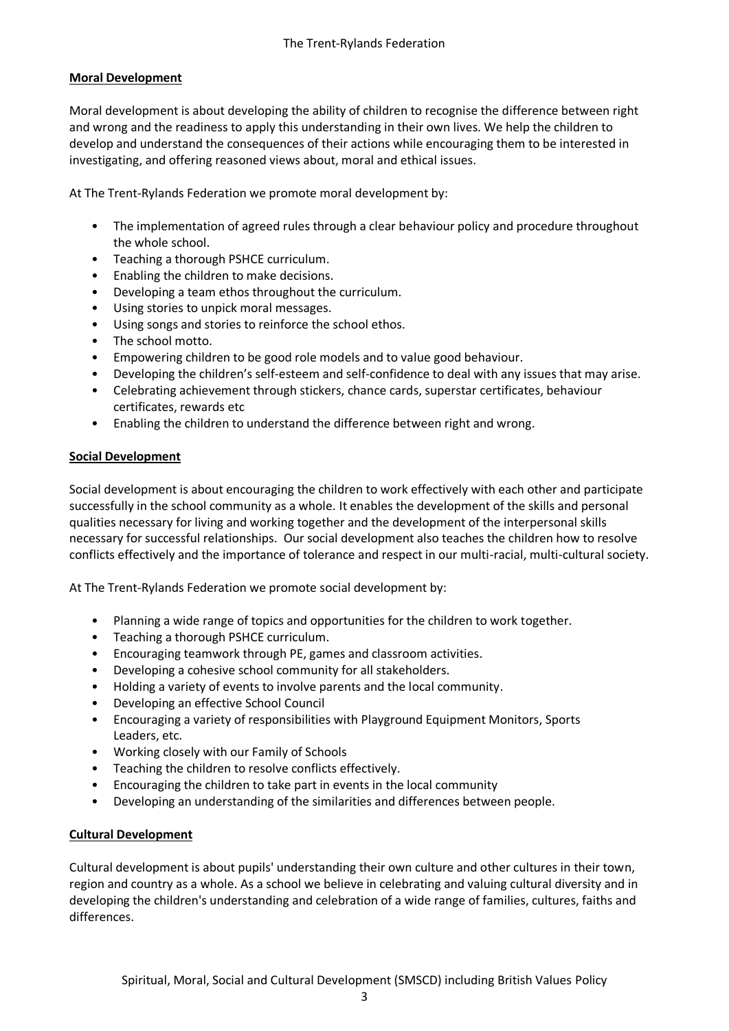## **Moral Development**

Moral development is about developing the ability of children to recognise the difference between right and wrong and the readiness to apply this understanding in their own lives. We help the children to develop and understand the consequences of their actions while encouraging them to be interested in investigating, and offering reasoned views about, moral and ethical issues.

At The Trent-Rylands Federation we promote moral development by:

- The implementation of agreed rules through a clear behaviour policy and procedure throughout the whole school.
- Teaching a thorough PSHCE curriculum.
- Enabling the children to make decisions.
- Developing a team ethos throughout the curriculum.
- Using stories to unpick moral messages.
- Using songs and stories to reinforce the school ethos.
- The school motto.
- Empowering children to be good role models and to value good behaviour.
- Developing the children's self-esteem and self-confidence to deal with any issues that may arise.
- Celebrating achievement through stickers, chance cards, superstar certificates, behaviour certificates, rewards etc
- Enabling the children to understand the difference between right and wrong.

## **Social Development**

Social development is about encouraging the children to work effectively with each other and participate successfully in the school community as a whole. It enables the development of the skills and personal qualities necessary for living and working together and the development of the interpersonal skills necessary for successful relationships. Our social development also teaches the children how to resolve conflicts effectively and the importance of tolerance and respect in our multi-racial, multi-cultural society.

At The Trent-Rylands Federation we promote social development by:

- Planning a wide range of topics and opportunities for the children to work together.
- Teaching a thorough PSHCE curriculum.
- Encouraging teamwork through PE, games and classroom activities.
- Developing a cohesive school community for all stakeholders.
- Holding a variety of events to involve parents and the local community.
- Developing an effective School Council
- Encouraging a variety of responsibilities with Playground Equipment Monitors, Sports Leaders, etc.
- Working closely with our Family of Schools
- Teaching the children to resolve conflicts effectively.
- Encouraging the children to take part in events in the local community
- Developing an understanding of the similarities and differences between people.

## **Cultural Development**

Cultural development is about pupils' understanding their own culture and other cultures in their town, region and country as a whole. As a school we believe in celebrating and valuing cultural diversity and in developing the children's understanding and celebration of a wide range of families, cultures, faiths and differences.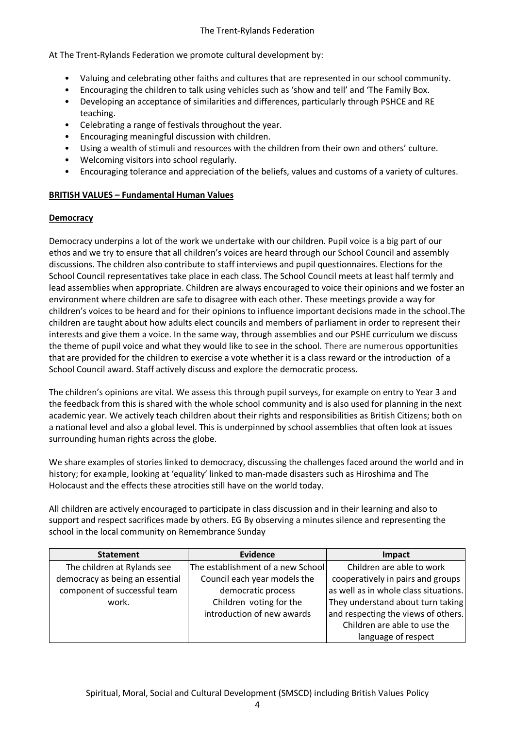At The Trent-Rylands Federation we promote cultural development by:

- Valuing and celebrating other faiths and cultures that are represented in our school community.
- Encouraging the children to talk using vehicles such as 'show and tell' and 'The Family Box.
- Developing an acceptance of similarities and differences, particularly through PSHCE and RE teaching.
- Celebrating a range of festivals throughout the year.
- Encouraging meaningful discussion with children.
- Using a wealth of stimuli and resources with the children from their own and others' culture.
- Welcoming visitors into school regularly.
- Encouraging tolerance and appreciation of the beliefs, values and customs of a variety of cultures.

## BRITISH VALUES – Fundamental Human Values

### Democracy

Democracy underpins a lot of the work we undertake with our children. Pupil voice is a big part of our ethos and we try to ensure that all children's voices are heard through our School Council and assembly discussions. The children also contribute to staff interviews and pupil questionnaires. Elections for the School Council representatives take place in each class. The School Council meets at least half termly and lead assemblies when appropriate. Children are always encouraged to voice their opinions and we foster an environment where children are safe to disagree with each other. These meetings provide a way for children's voices to be heard and for their opinions to influence important decisions made in the school.The children are taught about how adults elect councils and members of parliament in order to represent their interests and give them a voice. In the same way, through assemblies and our PSHE curriculum we discuss the theme of pupil voice and what they would like to see in the school. There are numerous opportunities that are provided for the children to exercise a vote whether it is a class reward or the introduction of a School Council award. Staff actively discuss and explore the democratic process.

The children's opinions are vital. We assess this through pupil surveys, for example on entry to Year 3 and the feedback from this is shared with the whole school community and is also used for planning in the next academic year. We actively teach children about their rights and responsibilities as British Citizens; both on a national level and also a global level. This is underpinned by school assemblies that often look at issues surrounding human rights across the globe.

We share examples of stories linked to democracy, discussing the challenges faced around the world and in history; for example, looking at 'equality' linked to man-made disasters such as Hiroshima and The Holocaust and the effects these atrocities still have on the world today.

All children are actively encouraged to participate in class discussion and in their learning and also to support and respect sacrifices made by others. EG By observing a minutes silence and representing the school in the local community on Remembrance Sunday

| Statement | Evidence | Impact |
|---|---|---|
| The children at Rylands see democracy as being an essential component of successful team work. | The establishment of a new School Council each year models the democratic process<br>Children voting for the introduction of new awards | Children are able to work cooperatively in pairs and groups as well as in whole class situations. They understand about turn taking and respecting the views of others. Children are able to use the language of respect |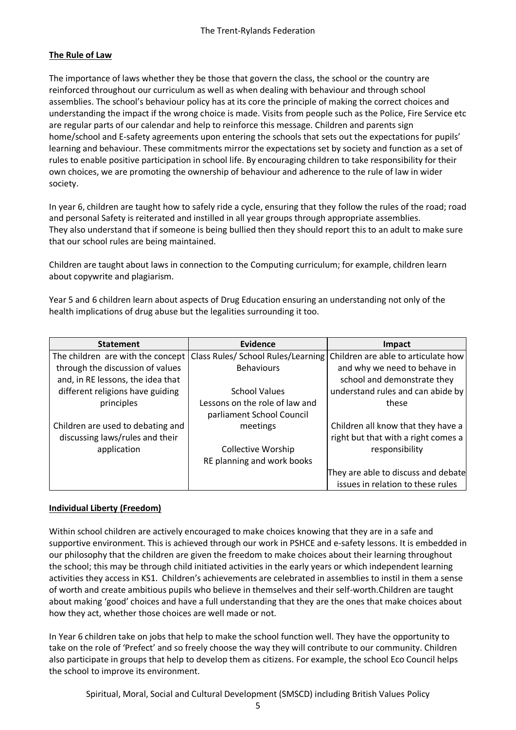## The Rule of Law

The importance of laws whether they be those that govern the class, the school or the country are reinforced throughout our curriculum as well as when dealing with behaviour and through school assemblies. The school's behaviour policy has at its core the principle of making the correct choices and understanding the impact if the wrong choice is made. Visits from people such as the Police, Fire Service etc are regular parts of our calendar and help to reinforce this message. Children and parents sign home/school and E-safety agreements upon entering the schools that sets out the expectations for pupils' learning and behaviour. These commitments mirror the expectations set by society and function as a set of rules to enable positive participation in school life. By encouraging children to take responsibility for their own choices, we are promoting the ownership of behaviour and adherence to the rule of law in wider society.

In year 6, children are taught how to safely ride a cycle, ensuring that they follow the rules of the road; road and personal Safety is reiterated and instilled in all year groups through appropriate assemblies. They also understand that if someone is being bullied then they should report this to an adult to make sure that our school rules are being maintained.

Children are taught about laws in connection to the Computing curriculum; for example, children learn about copywrite and plagiarism.

Year 5 and 6 children learn about aspects of Drug Education ensuring an understanding not only of the health implications of drug abuse but the legalities surrounding it too.

| Statement | Evidence | Impact |
|---|---|---|
| The children are with the concept through the discussion of values and, in RE lessons, the idea that different religions have guiding principles<br><br>Children are used to debating and discussing laws/rules and their application | Class Rules/ School Rules/Learning Behaviours<br><br>School Values<br>Lessons on the role of law and parliament School Council meetings<br><br>Collective Worship<br>RE planning and work books | Children are able to articulate how and why we need to behave in school and demonstrate they understand rules and can abide by these<br><br>Children all know that they have a right but that with a right comes a responsibility<br><br>They are able to discuss and debate issues in relation to these rules |

## Individual Liberty (Freedom)

Within school children are actively encouraged to make choices knowing that they are in a safe and supportive environment. This is achieved through our work in PSHCE and e-safety lessons. It is embedded in our philosophy that the children are given the freedom to make choices about their learning throughout the school; this may be through child initiated activities in the early years or which independent learning activities they access in KS1. Children's achievements are celebrated in assemblies to instil in them a sense of worth and create ambitious pupils who believe in themselves and their self-worth.Children are taught about making 'good' choices and have a full understanding that they are the ones that make choices about how they act, whether those choices are well made or not.

In Year 6 children take on jobs that help to make the school function well. They have the opportunity to take on the role of 'Prefect' and so freely choose the way they will contribute to our community. Children also participate in groups that help to develop them as citizens. For example, the school Eco Council helps the school to improve its environment.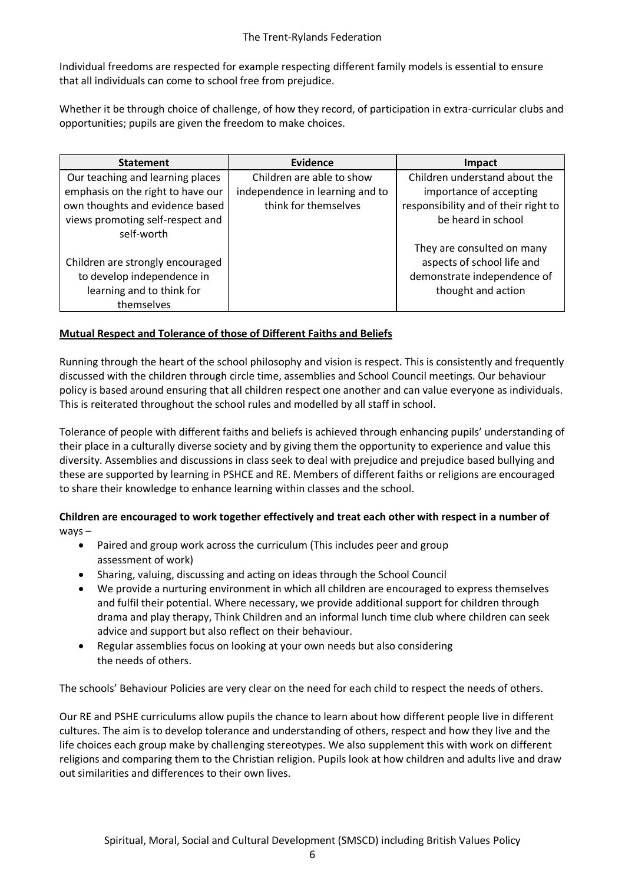Individual freedoms are respected for example respecting different family models is essential to ensure that all individuals can come to school free from prejudice.

Whether it be through choice of challenge, of how they record, of participation in extra-curricular clubs and opportunities; pupils are given the freedom to make choices.

| Statement | Evidence | Impact |
| --- | --- | --- |
| Our teaching and learning places emphasis on the right to have our own thoughts and evidence based views promoting self-respect and self-worth<br><br>Children are strongly encouraged to develop independence in learning and to think for themselves | Children are able to show independence in learning and to think for themselves | Children understand about the importance of accepting responsibility and of their right to be heard in school<br><br>They are consulted on many aspects of school life and demonstrate independence of thought and action |

**Mutual Respect and Tolerance of those of Different Faiths and Beliefs**

Running through the heart of the school philosophy and vision is respect. This is consistently and frequently discussed with the children through circle time, assemblies and School Council meetings. Our behaviour policy is based around ensuring that all children respect one another and can value everyone as individuals. This is reiterated throughout the school rules and modelled by all staff in school.

Tolerance of people with different faiths and beliefs is achieved through enhancing pupils' understanding of their place in a culturally diverse society and by giving them the opportunity to experience and value this diversity. Assemblies and discussions in class seek to deal with prejudice and prejudice based bullying and these are supported by learning in PSHCE and RE. Members of different faiths or religions are encouraged to share their knowledge to enhance learning within classes and the school.

**Children are encouraged to work together effectively and treat each other with respect in a number of** ways –

- Paired and group work across the curriculum (This includes peer and group assessment of work)
- Sharing, valuing, discussing and acting on ideas through the School Council
- We provide a nurturing environment in which all children are encouraged to express themselves and fulfil their potential. Where necessary, we provide additional support for children through drama and play therapy, Think Children and an informal lunch time club where children can seek advice and support but also reflect on their behaviour.
- Regular assemblies focus on looking at your own needs but also considering the needs of others.

The schools' Behaviour Policies are very clear on the need for each child to respect the needs of others.

Our RE and PSHE curriculums allow pupils the chance to learn about how different people live in different cultures. The aim is to develop tolerance and understanding of others, respect and how they live and the life choices each group make by challenging stereotypes. We also supplement this with work on different religions and comparing them to the Christian religion. Pupils look at how children and adults live and draw out similarities and differences to their own lives.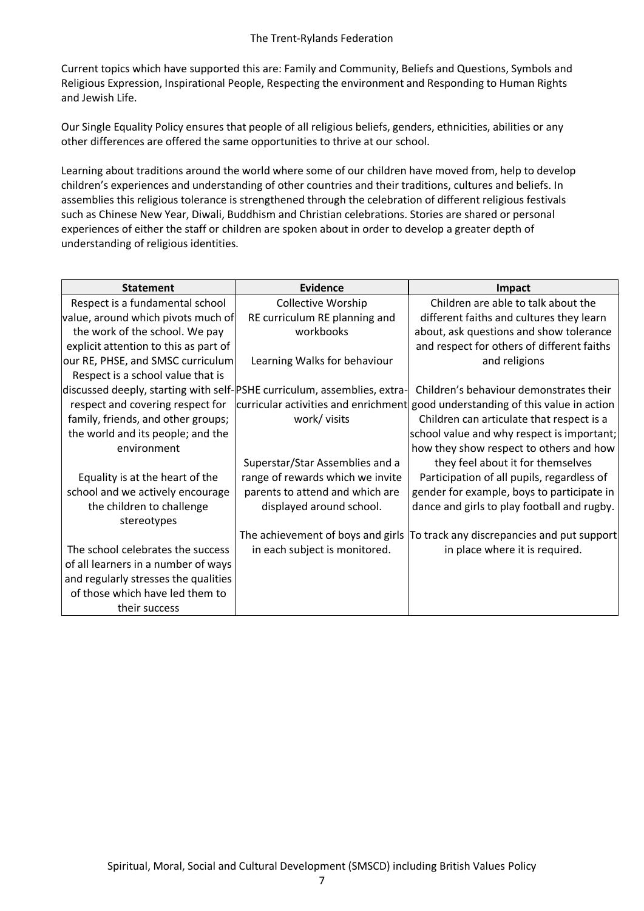Current topics which have supported this are: Family and Community, Beliefs and Questions, Symbols and Religious Expression, Inspirational People, Respecting the environment and Responding to Human Rights and Jewish Life.

Our Single Equality Policy ensures that people of all religious beliefs, genders, ethnicities, abilities or any other differences are offered the same opportunities to thrive at our school.

Learning about traditions around the world where some of our children have moved from, help to develop children's experiences and understanding of other countries and their traditions, cultures and beliefs. In assemblies this religious tolerance is strengthened through the celebration of different religious festivals such as Chinese New Year, Diwali, Buddhism and Christian celebrations. Stories are shared or personal experiences of either the staff or children are spoken about in order to develop a greater depth of understanding of religious identities.

| Statement | Evidence | Impact |
|---|---|---|
| Respect is a fundamental school value, around which pivots much of the work of the school. We pay explicit attention to this as part of our RE, PHSE, and SMSC curriculum | Collective Worship<br>RE curriculum RE planning and workbooks<br><br>Learning Walks for behaviour | Children are able to talk about the different faiths and cultures they learn about, ask questions and show tolerance and respect for others of different faiths and religions |
| Respect is a school value that is discussed deeply, starting with self-respect and covering respect for family, friends, and other groups; the world and its people; and the environment | PSHE curriculum, assemblies, extra-curricular activities and enrichment work/ visits | Children's behaviour demonstrates their good understanding of this value in action<br>Children can articulate that respect is a school value and why respect is important; how they show respect to others and how they feel about it for themselves |
| Equality is at the heart of the school and we actively encourage the children to challenge stereotypes | Superstar/Star Assemblies and a range of rewards which we invite parents to attend and which are displayed around school. | Participation of all pupils, regardless of gender for example, boys to participate in dance and girls to play football and rugby. |
| The school celebrates the success of all learners in a number of ways and regularly stresses the qualities of those which have led them to their success | The achievement of boys and girls in each subject is monitored. | To track any discrepancies and put support in place where it is required. |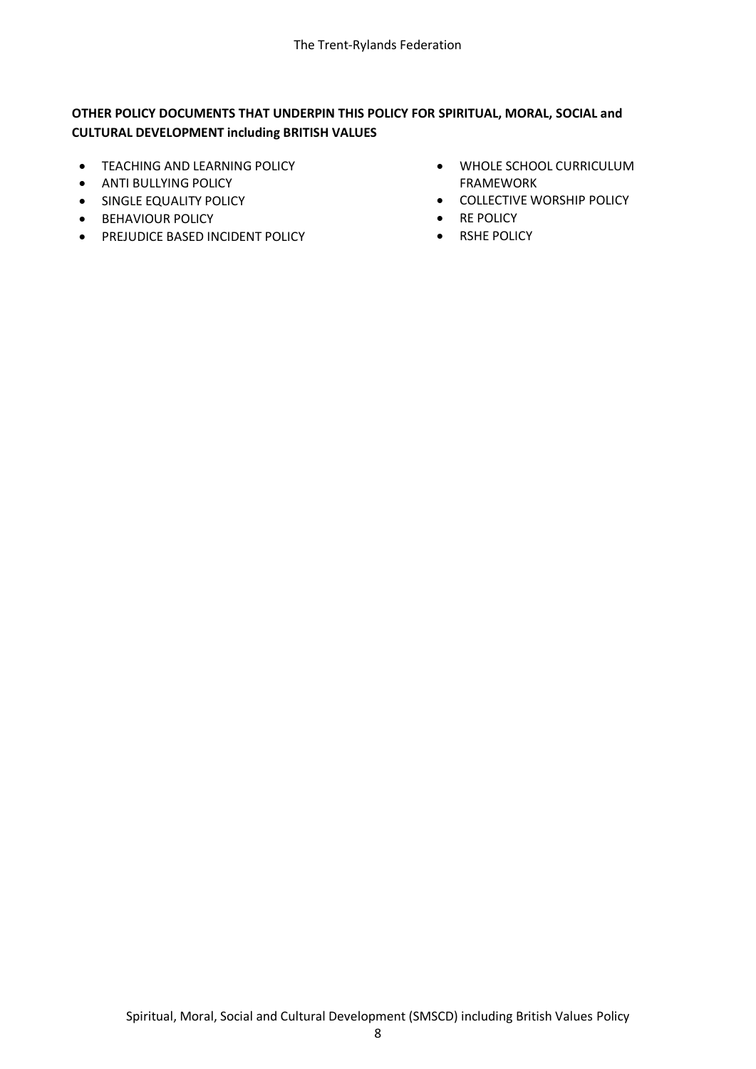**OTHER POLICY DOCUMENTS THAT UNDERPIN THIS POLICY FOR SPIRITUAL, MORAL, SOCIAL and CULTURAL DEVELOPMENT including BRITISH VALUES**

- TEACHING AND LEARNING POLICY
- ANTI BULLYING POLICY
- SINGLE EQUALITY POLICY
- BEHAVIOUR POLICY
- PREJUDICE BASED INCIDENT POLICY
- WHOLE SCHOOL CURRICULUM FRAMEWORK
- COLLECTIVE WORSHIP POLICY
- RE POLICY
- RSHE POLICY